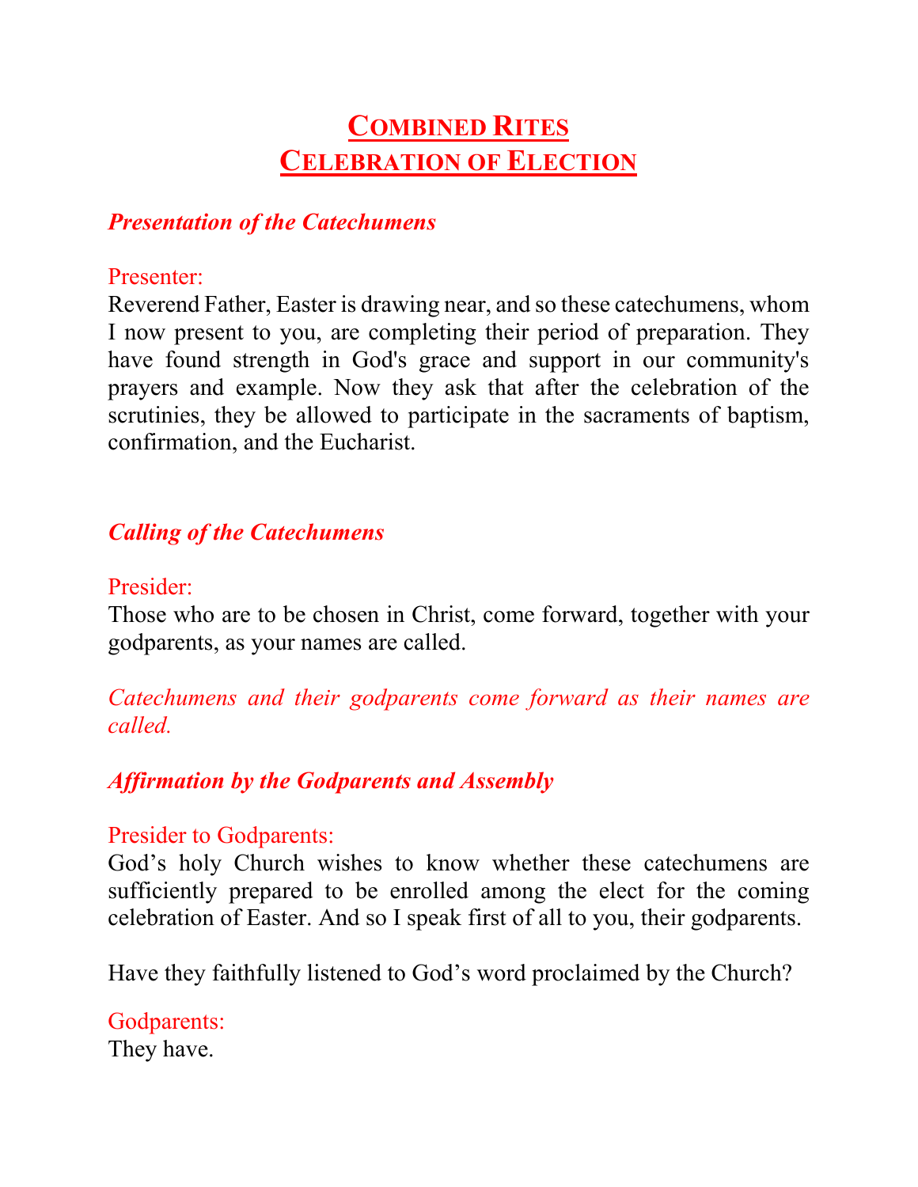# Combined Rites
# Celebration of Election

### *Presentation of the Catechumens*

Presenter:

Reverend Father, Easter is drawing near, and so these catechumens, whom I now present to you, are completing their period of preparation. They have found strength in God's grace and support in our community's prayers and example. Now they ask that after the celebration of the scrutinies, they be allowed to participate in the sacraments of baptism, confirmation, and the Eucharist.

### *Calling of the Catechumens*

Presider:

Those who are to be chosen in Christ, come forward, together with your godparents, as your names are called.

*Catechumens and their godparents come forward as their names are called.*

### *Affirmation by the Godparents and Assembly*

Presider to Godparents:

God’s holy Church wishes to know whether these catechumens are sufficiently prepared to be enrolled among the elect for the coming celebration of Easter. And so I speak first of all to you, their godparents.

Have they faithfully listened to God’s word proclaimed by the Church?

Godparents:

They have.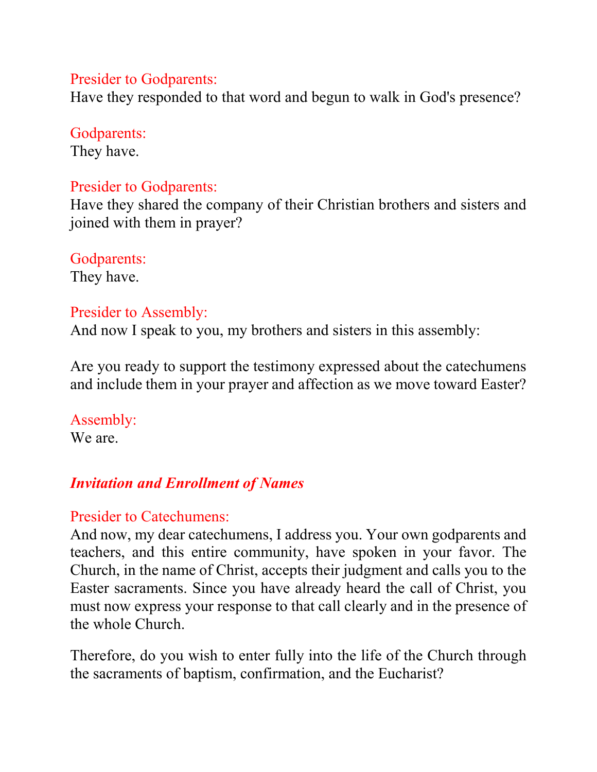Presider to Godparents:
Have they responded to that word and begun to walk in God's presence?

Godparents:
They have.

Presider to Godparents:
Have they shared the company of their Christian brothers and sisters and joined with them in prayer?

Godparents:
They have.

Presider to Assembly:
And now I speak to you, my brothers and sisters in this assembly:

Are you ready to support the testimony expressed about the catechumens and include them in your prayer and affection as we move toward Easter?

Assembly:
We are.

***Invitation and Enrollment of Names***

Presider to Catechumens:
And now, my dear catechumens, I address you. Your own godparents and teachers, and this entire community, have spoken in your favor. The Church, in the name of Christ, accepts their judgment and calls you to the Easter sacraments. Since you have already heard the call of Christ, you must now express your response to that call clearly and in the presence of the whole Church.

Therefore, do you wish to enter fully into the life of the Church through the sacraments of baptism, confirmation, and the Eucharist?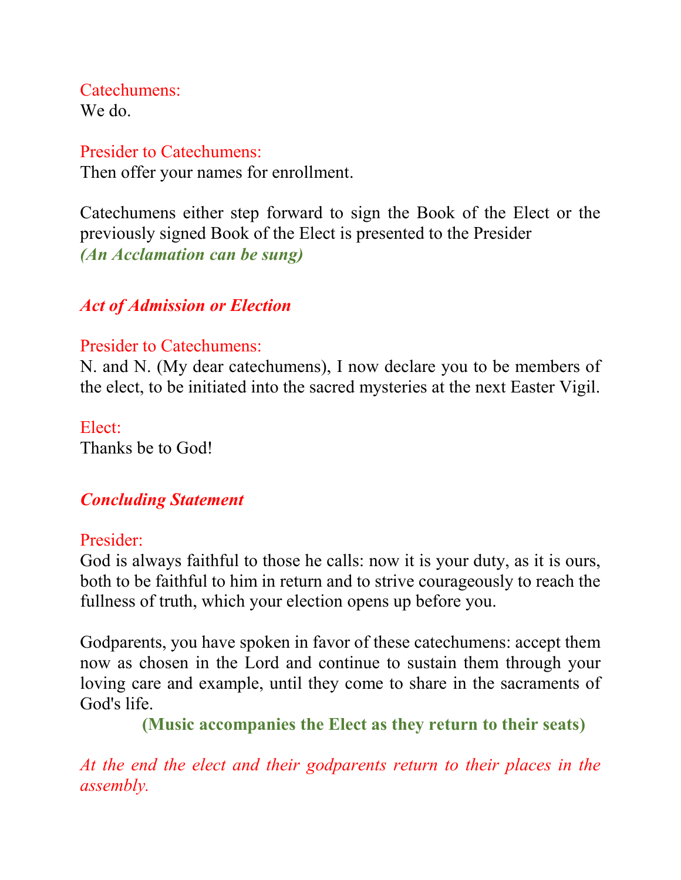Catechumens:
We do.

Presider to Catechumens:
Then offer your names for enrollment.

Catechumens either step forward to sign the Book of the Elect or the previously signed Book of the Elect is presented to the Presider
***(An Acclamation can be sung)***

## *Act of Admission or Election*

Presider to Catechumens:
N. and N. (My dear catechumens), I now declare you to be members of the elect, to be initiated into the sacred mysteries at the next Easter Vigil.

Elect:
Thanks be to God!

## *Concluding Statement*

Presider:
God is always faithful to those he calls: now it is your duty, as it is ours, both to be faithful to him in return and to strive courageously to reach the fullness of truth, which your election opens up before you.

Godparents, you have spoken in favor of these catechumens: accept them now as chosen in the Lord and continue to sustain them through your loving care and example, until they come to share in the sacraments of God's life.

**(Music accompanies the Elect as they return to their seats)**

*At the end the elect and their godparents return to their places in the assembly.*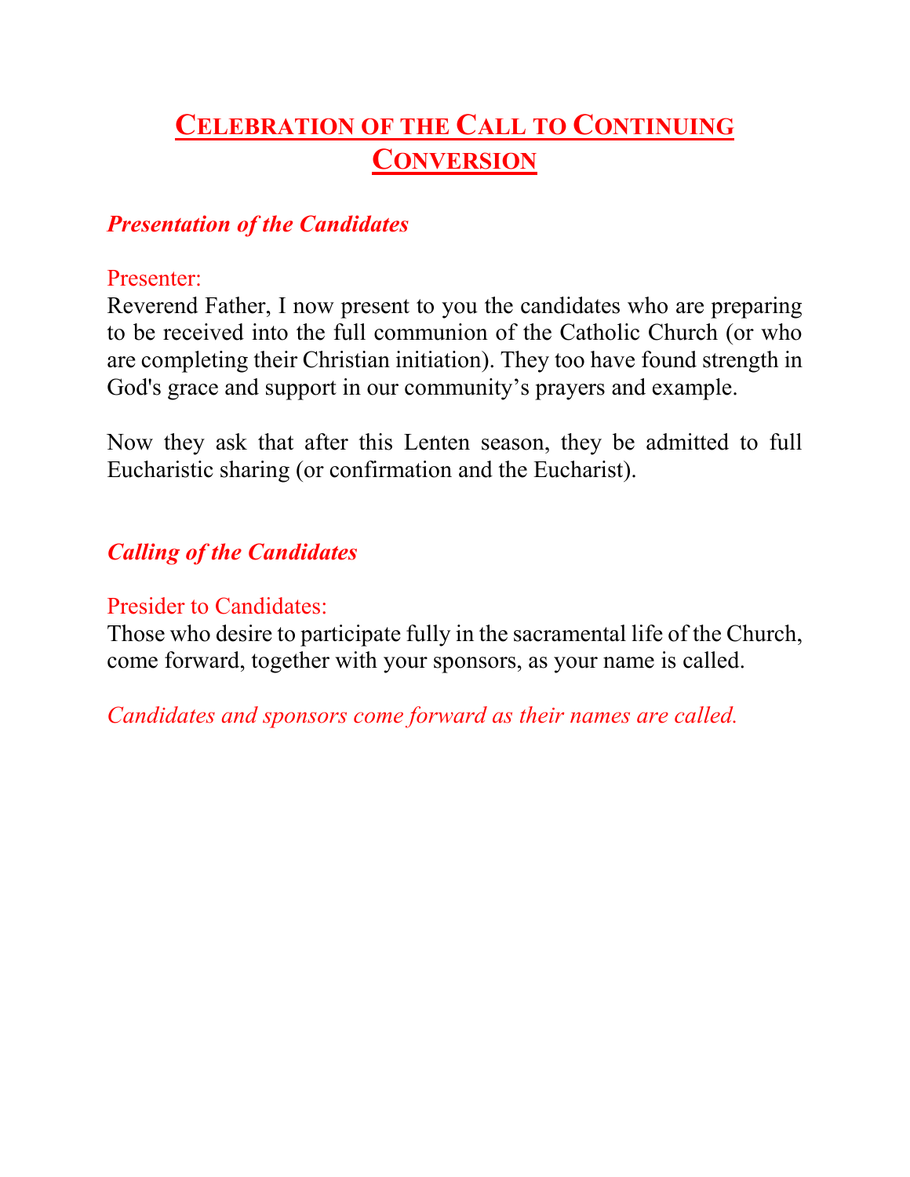# Celebration of the Call to Continuing Conversion

## *Presentation of the Candidates*

Presenter:

Reverend Father, I now present to you the candidates who are preparing to be received into the full communion of the Catholic Church (or who are completing their Christian initiation). They too have found strength in God's grace and support in our community's prayers and example.

Now they ask that after this Lenten season, they be admitted to full Eucharistic sharing (or confirmation and the Eucharist).

## *Calling of the Candidates*

Presider to Candidates:

Those who desire to participate fully in the sacramental life of the Church, come forward, together with your sponsors, as your name is called.

*Candidates and sponsors come forward as their names are called.*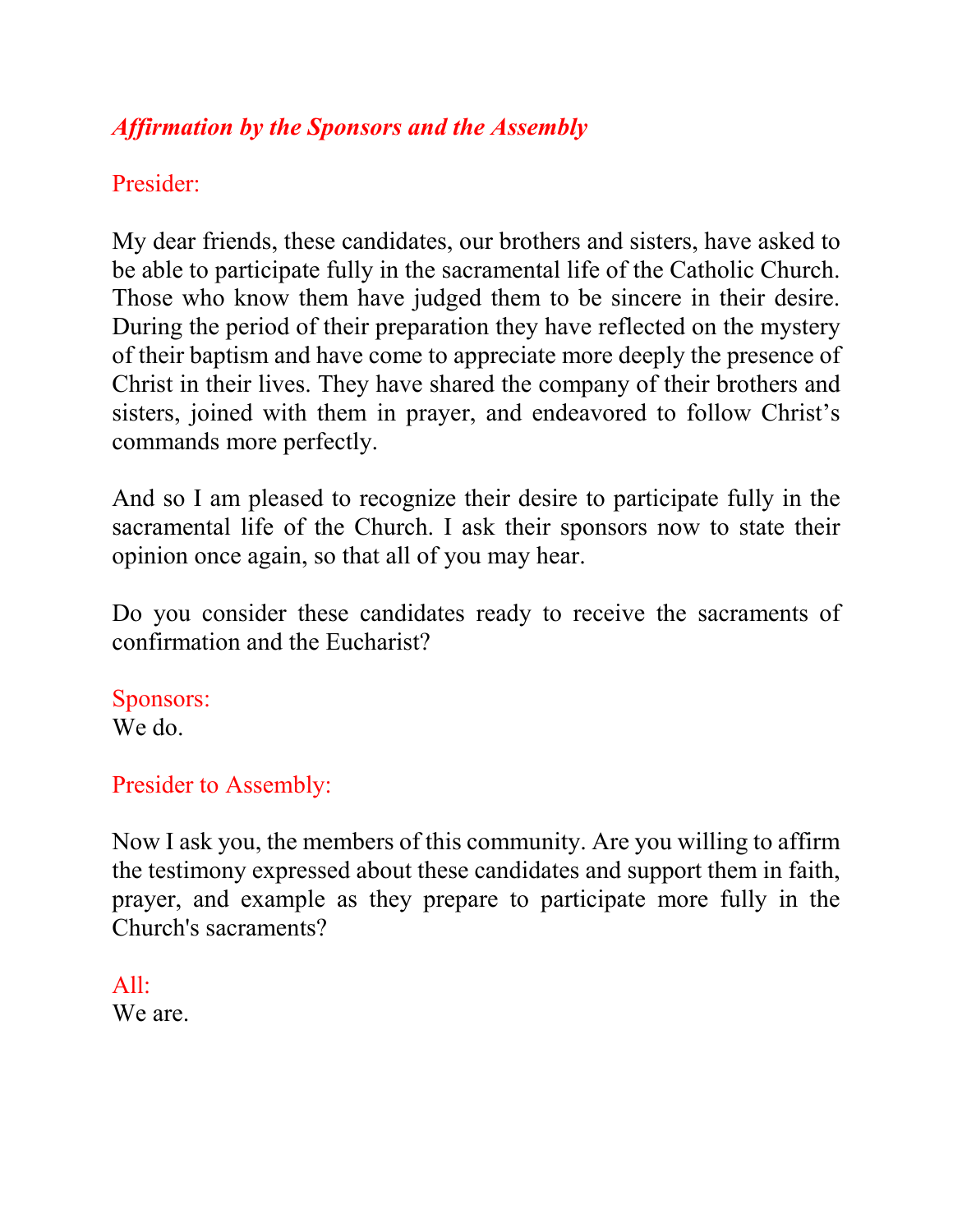### *Affirmation by the Sponsors and the Assembly*

Presider:

My dear friends, these candidates, our brothers and sisters, have asked to be able to participate fully in the sacramental life of the Catholic Church. Those who know them have judged them to be sincere in their desire. During the period of their preparation they have reflected on the mystery of their baptism and have come to appreciate more deeply the presence of Christ in their lives. They have shared the company of their brothers and sisters, joined with them in prayer, and endeavored to follow Christ's commands more perfectly.

And so I am pleased to recognize their desire to participate fully in the sacramental life of the Church. I ask their sponsors now to state their opinion once again, so that all of you may hear.

Do you consider these candidates ready to receive the sacraments of confirmation and the Eucharist?

Sponsors:
We do.

Presider to Assembly:

Now I ask you, the members of this community. Are you willing to affirm the testimony expressed about these candidates and support them in faith, prayer, and example as they prepare to participate more fully in the Church's sacraments?

All:
We are.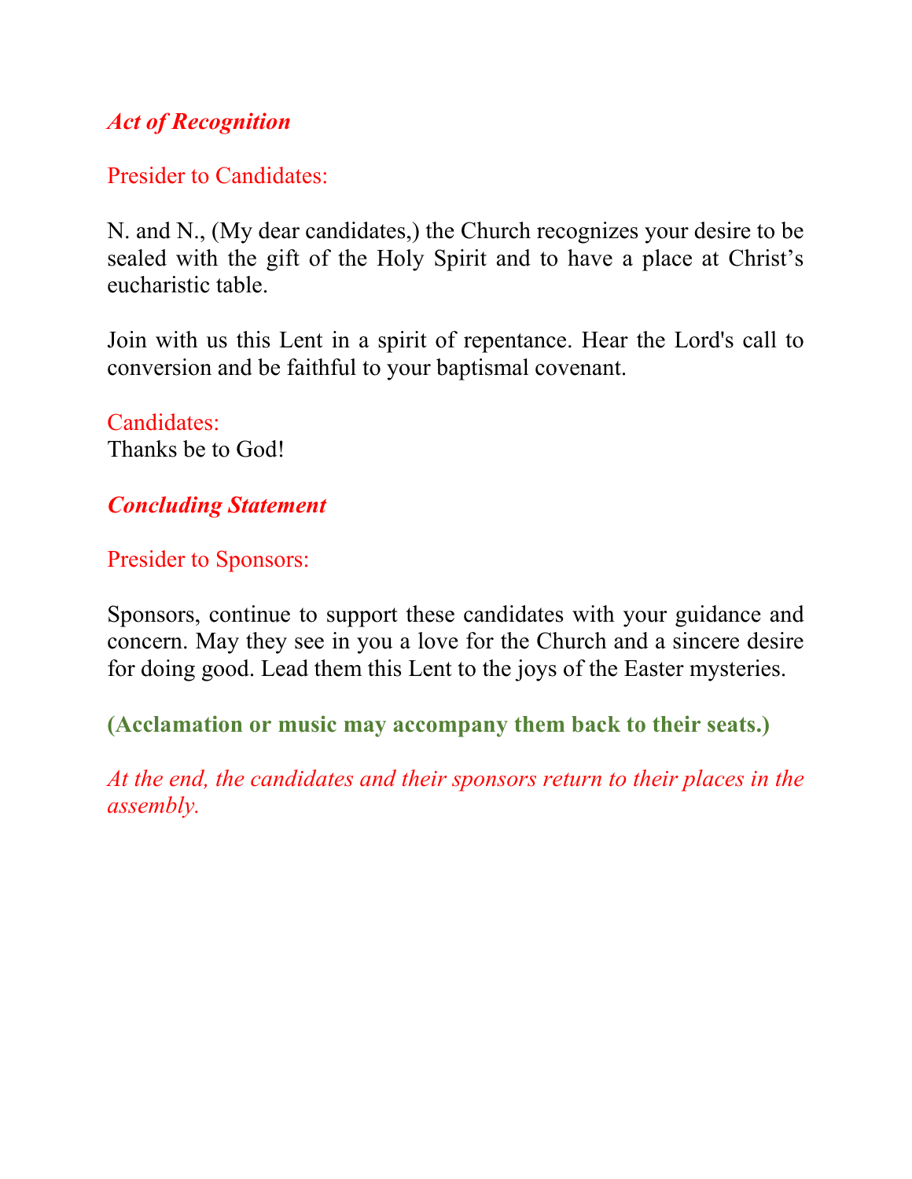***Act of Recognition***

Presider to Candidates:

N. and N., (My dear candidates,) the Church recognizes your desire to be sealed with the gift of the Holy Spirit and to have a place at Christ's eucharistic table.

Join with us this Lent in a spirit of repentance. Hear the Lord's call to conversion and be faithful to your baptismal covenant.

Candidates:
Thanks be to God!

***Concluding Statement***

Presider to Sponsors:

Sponsors, continue to support these candidates with your guidance and concern. May they see in you a love for the Church and a sincere desire for doing good. Lead them this Lent to the joys of the Easter mysteries.

**(Acclamation or music may accompany them back to their seats.)**

*At the end, the candidates and their sponsors return to their places in the assembly.*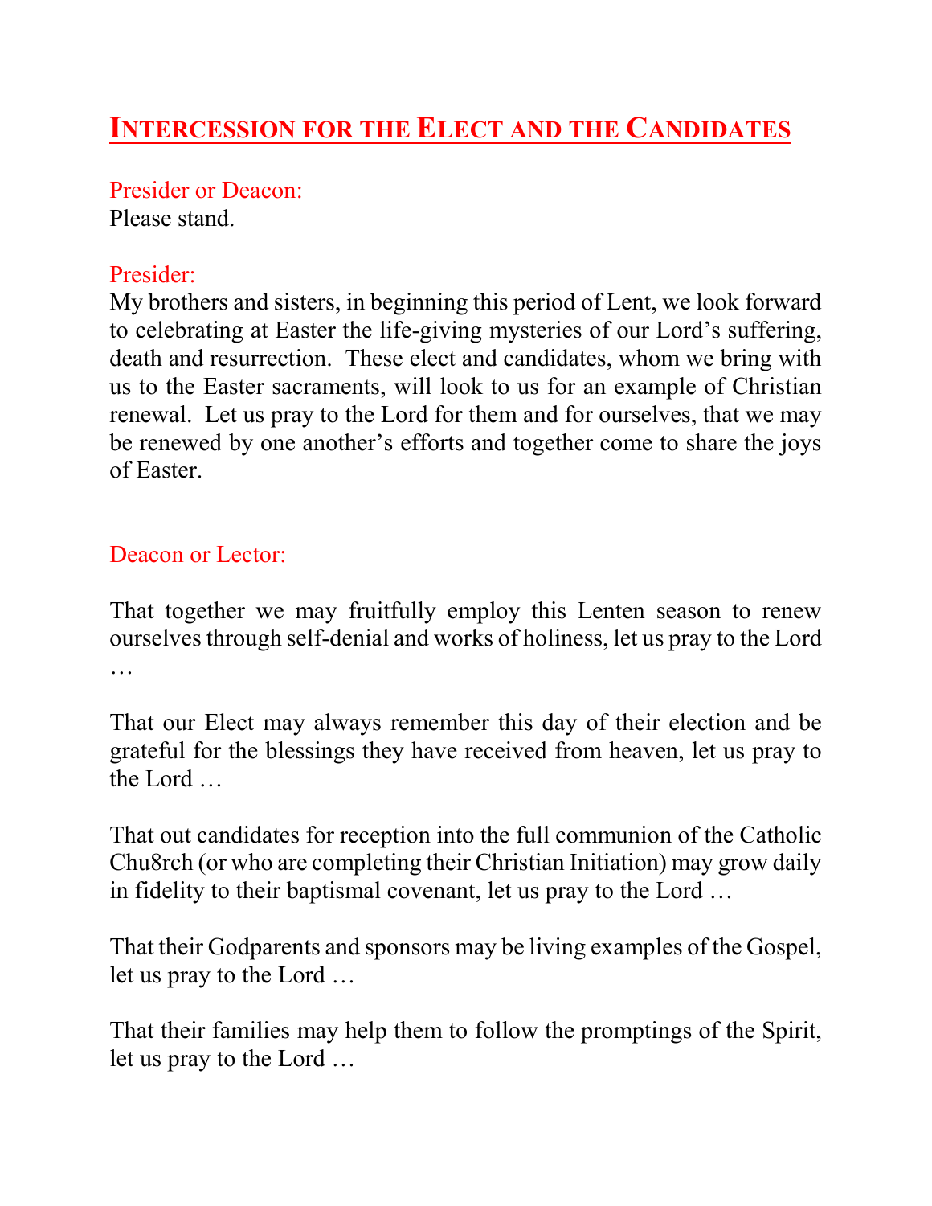# INTERCESSION FOR THE ELECT AND THE CANDIDATES

Presider or Deacon:
Please stand.

Presider:
My brothers and sisters, in beginning this period of Lent, we look forward to celebrating at Easter the life-giving mysteries of our Lord's suffering, death and resurrection. These elect and candidates, whom we bring with us to the Easter sacraments, will look to us for an example of Christian renewal. Let us pray to the Lord for them and for ourselves, that we may be renewed by one another's efforts and together come to share the joys of Easter.

Deacon or Lector:

That together we may fruitfully employ this Lenten season to renew ourselves through self-denial and works of holiness, let us pray to the Lord …

That our Elect may always remember this day of their election and be grateful for the blessings they have received from heaven, let us pray to the Lord …

That out candidates for reception into the full communion of the Catholic Chu8rch (or who are completing their Christian Initiation) may grow daily in fidelity to their baptismal covenant, let us pray to the Lord …

That their Godparents and sponsors may be living examples of the Gospel, let us pray to the Lord …

That their families may help them to follow the promptings of the Spirit, let us pray to the Lord …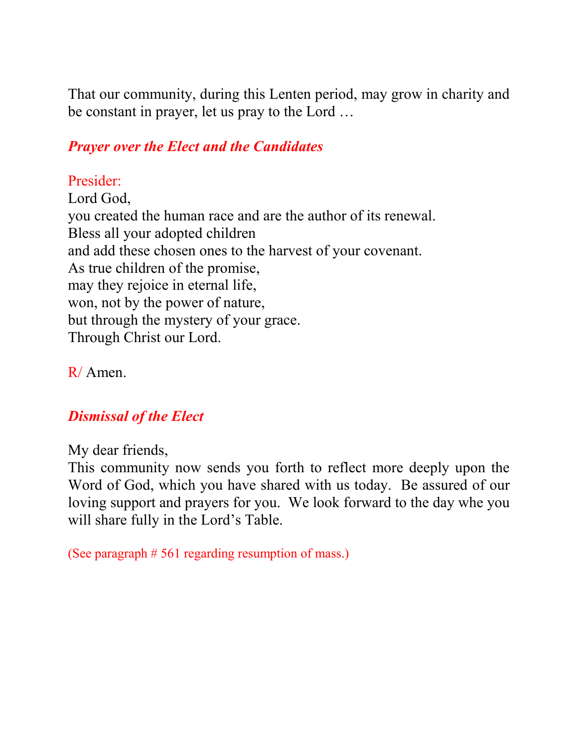That our community, during this Lenten period, may grow in charity and be constant in prayer, let us pray to the Lord …

***Prayer over the Elect and the Candidates***

Presider:
Lord God,
you created the human race and are the author of its renewal.
Bless all your adopted children
and add these chosen ones to the harvest of your covenant.
As true children of the promise,
may they rejoice in eternal life,
won, not by the power of nature,
but through the mystery of your grace.
Through Christ our Lord.

R/ Amen.

***Dismissal of the Elect***

My dear friends,
This community now sends you forth to reflect more deeply upon the Word of God, which you have shared with us today. Be assured of our loving support and prayers for you. We look forward to the day whe you will share fully in the Lord's Table.

(See paragraph # 561 regarding resumption of mass.)